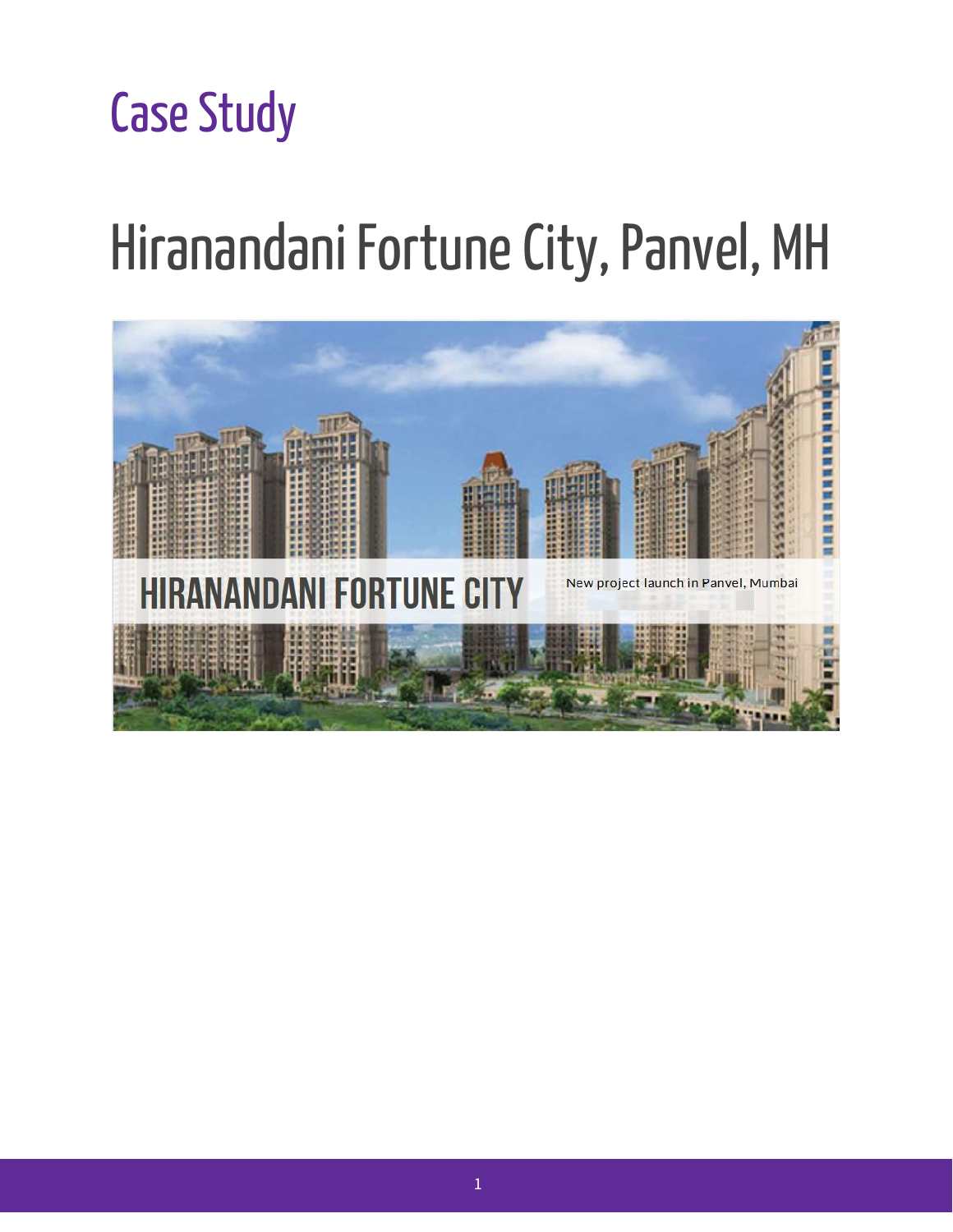# Case Study

# Hiranandani Fortune City, Panvel, MH

HIRANANDANI FORTUNE CITY

New project launch in Panvel, Mumbai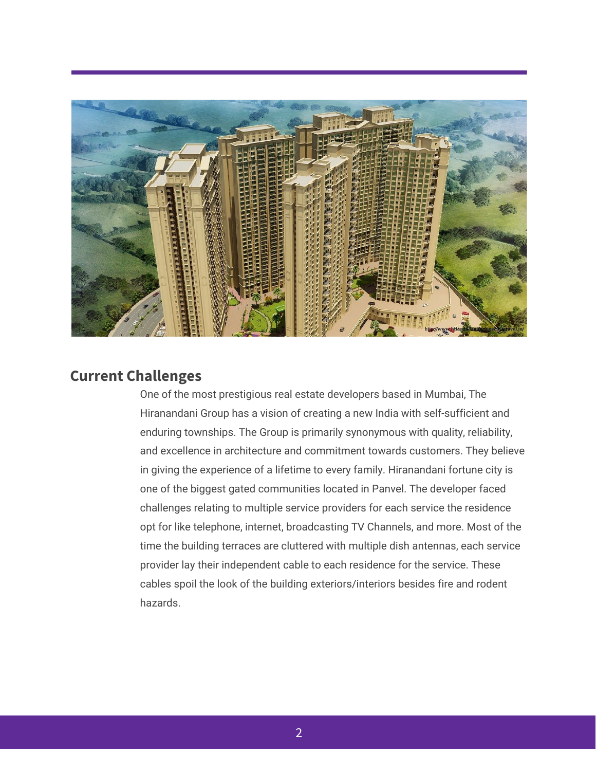## Current Challenges

One of the most prestigious real estate developers based in Mumbai, The Hiranandani Group has a vision of creating a new India with self-sufficient and enduring townships. The Group is primarily synonymous with quality, reliability, and excellence in architecture and commitment towards customers. They believe in giving the experience of a lifetime to every family. Hiranandani fortune city is one of the biggest gated communities located in Panvel. The developer faced challenges relating to multiple service providers for each service the residence opt for like telephone, internet, broadcasting TV Channels, and more. Most of the time the building terraces are cluttered with multiple dish antennas, each service provider lay their independent cable to each residence for the service. These cables spoil the look of the building exteriors/interiors besides fire and rodent hazards.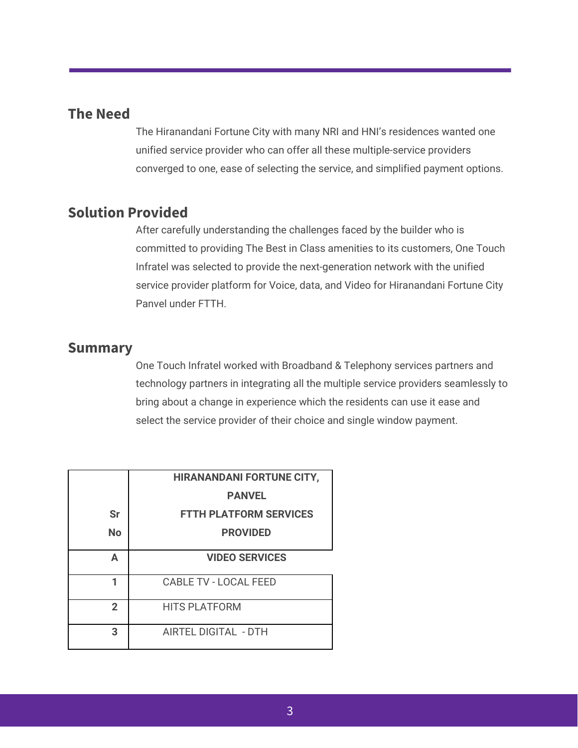## The Need

The Hiranandani Fortune City with many NRI and HNI's residences wanted one unified service provider who can offer all these multiple-service providers converged to one, ease of selecting the service, and simplified payment options.

## Solution Provided

After carefully understanding the challenges faced by the builder who is committed to providing The Best in Class amenities to its customers, One Touch Infratel was selected to provide the next-generation network with the unified service provider platform for Voice, data, and Video for Hiranandani Fortune City Panvel under FTTH.

## Summary

One Touch Infratel worked with Broadband & Telephony services partners and technology partners in integrating all the multiple service providers seamlessly to bring about a change in experience which the residents can use it ease and select the service provider of their choice and single window payment.

| Sr No | HIRANANDANI FORTUNE CITY, PANVEL FTTH PLATFORM SERVICES PROVIDED |
|---|---|
| **A** | **VIDEO SERVICES** |
| **1** | CABLE TV - LOCAL FEED |
| **2** | HITS PLATFORM |
| **3** | AIRTEL DIGITAL - DTH |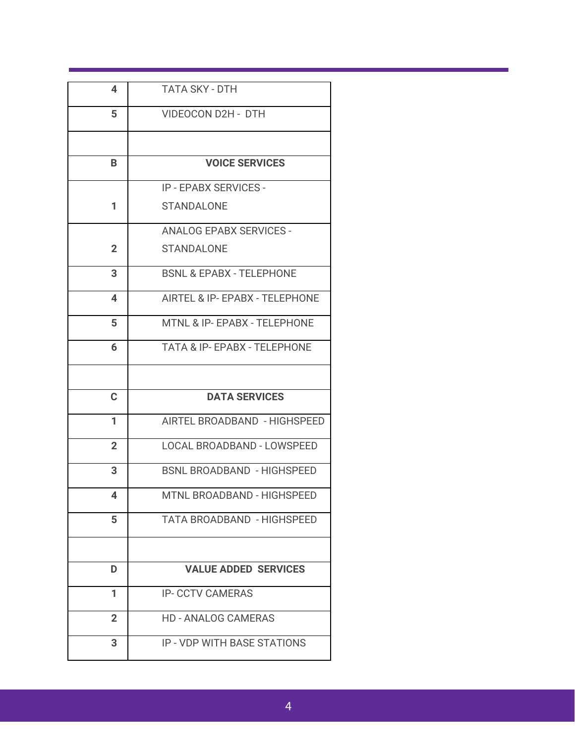| | |
|---|---|
| **4** | TATA SKY - DTH |
| **5** | VIDEOCON D2H - DTH |
| | |
| **B** | **VOICE SERVICES** |
| **1** | IP - EPABX SERVICES - STANDALONE |
| **2** | ANALOG EPABX SERVICES - STANDALONE |
| **3** | BSNL & EPABX - TELEPHONE |
| **4** | AIRTEL & IP- EPABX - TELEPHONE |
| **5** | MTNL & IP- EPABX - TELEPHONE |
| **6** | TATA & IP- EPABX - TELEPHONE |
| | |
| **C** | **DATA SERVICES** |
| **1** | AIRTEL BROADBAND - HIGHSPEED |
| **2** | LOCAL BROADBAND - LOWSPEED |
| **3** | BSNL BROADBAND - HIGHSPEED |
| **4** | MTNL BROADBAND - HIGHSPEED |
| **5** | TATA BROADBAND - HIGHSPEED |
| | |
| **D** | **VALUE ADDED SERVICES** |
| **1** | IP- CCTV CAMERAS |
| **2** | HD - ANALOG CAMERAS |
| **3** | IP - VDP WITH BASE STATIONS |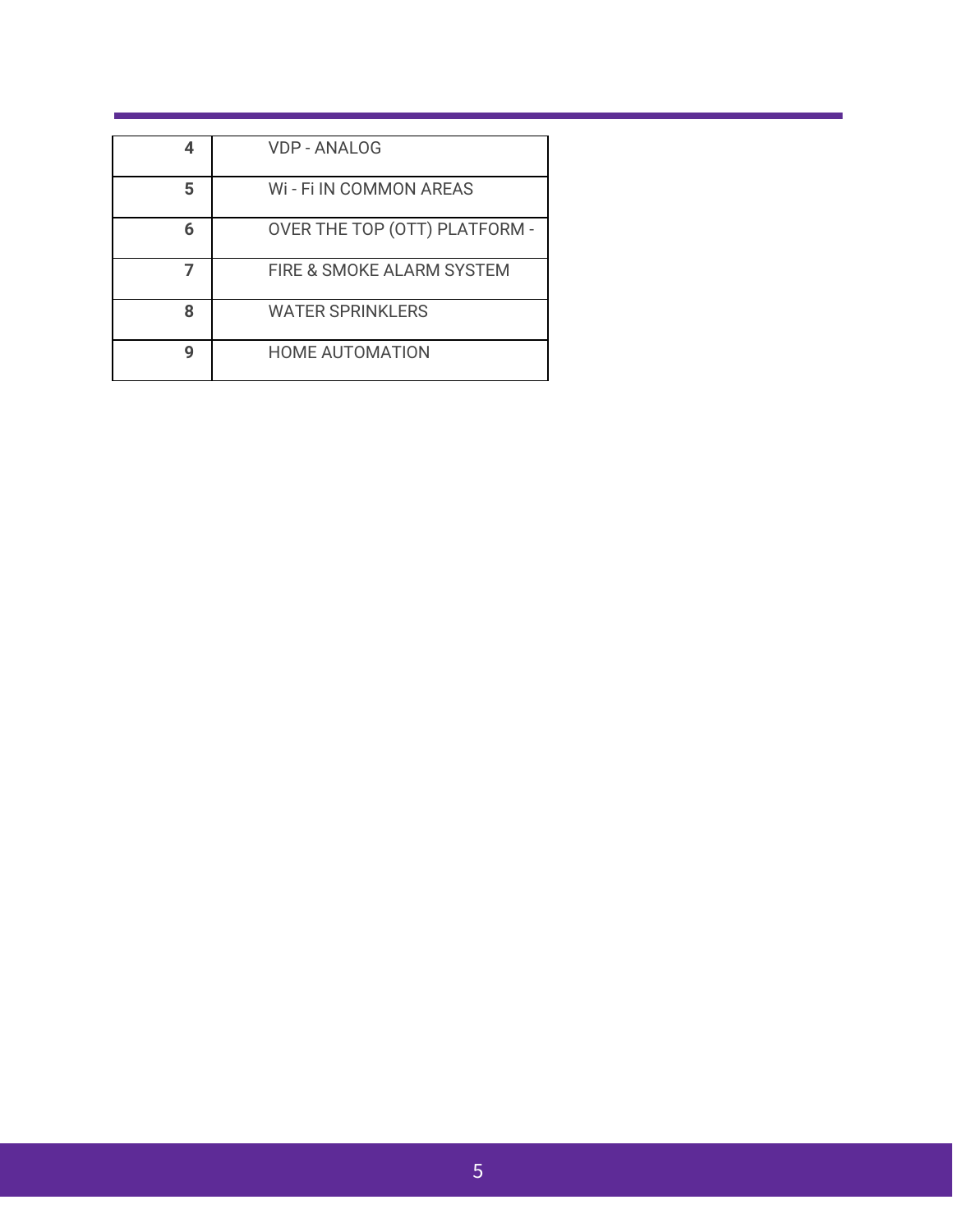| | |
|---|---|
| 4 | VDP - ANALOG |
| 5 | Wi - Fi IN COMMON AREAS |
| 6 | OVER THE TOP (OTT) PLATFORM - |
| 7 | FIRE & SMOKE ALARM SYSTEM |
| 8 | WATER SPRINKLERS |
| 9 | HOME AUTOMATION |